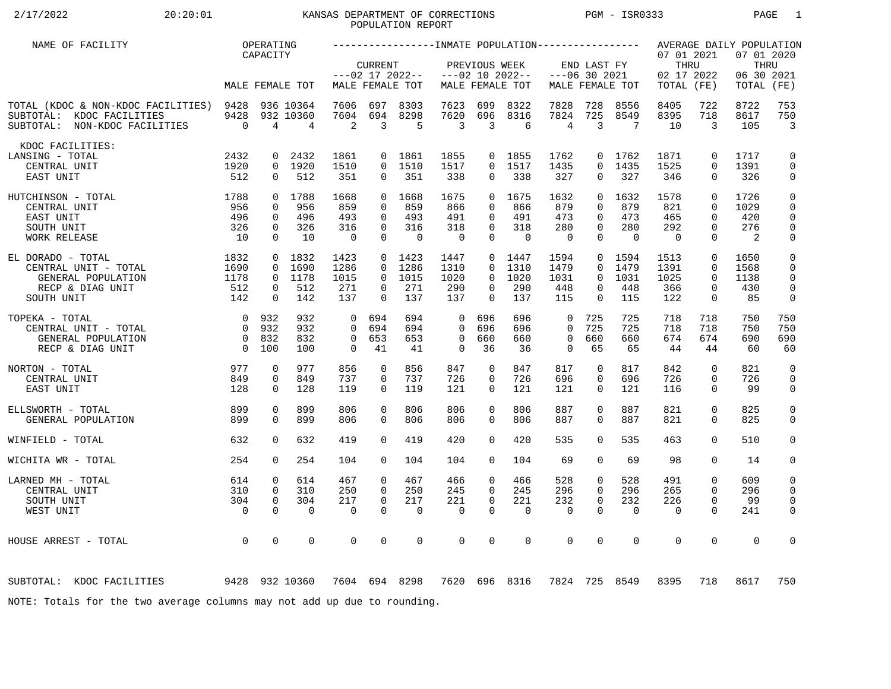# KANSAS DEPARTMENT OF CORRECTIONS
## POPULATION REPORT

2/17/2022 20:20:01 PGM - ISR0333

| NAME OF FACILITY | OPERATING CAPACITY | | | INMATE POPULATION | | | | | | | | | | | | AVERAGE DAILY POPULATION | | | |
|---|---|---|---|---|---|---|---|---|---|---|---|---|---|---|---|---|---|---|---|
| | | | | CURRENT ---02 17 2022-- | | | PREVIOUS WEEK ---02 10 2022-- | | | END LAST FY ---06 30 2021 | | | | | | 07 01 2021 THRU 02 17 2022 | | 07 01 2020 THRU 06 30 2021 | |
| | MALE | FEMALE | TOT | MALE | FEMALE | TOT | MALE | FEMALE | TOT | MALE | FEMALE | TOT | | | | TOTAL | (FE) | TOTAL | (FE) |
| TOTAL (KDOC & NON-KDOC FACILITIES) | 9428 | 936 | 10364 | 7606 | 697 | 8303 | 7623 | 699 | 8322 | 7828 | 728 | 8556 | | | | 8405 | 722 | 8722 | 753 |
| SUBTOTAL: KDOC FACILITIES | 9428 | 932 | 10360 | 7604 | 694 | 8298 | 7620 | 696 | 8316 | 7824 | 725 | 8549 | | | | 8395 | 718 | 8617 | 750 |
| SUBTOTAL: NON-KDOC FACILITIES | 0 | 4 | 4 | 2 | 3 | 5 | 3 | 3 | 6 | 4 | 3 | 7 | | | | 10 | 3 | 105 | 3 |
| KDOC FACILITIES: | | | | | | | | | | | | | | | | | | | |
| LANSING - TOTAL | 2432 | 0 | 2432 | 1861 | 0 | 1861 | 1855 | 0 | 1855 | 1762 | 0 | 1762 | | | | 1871 | 0 | 1717 | 0 |
| CENTRAL UNIT | 1920 | 0 | 1920 | 1510 | 0 | 1510 | 1517 | 0 | 1517 | 1435 | 0 | 1435 | | | | 1525 | 0 | 1391 | 0 |
| EAST UNIT | 512 | 0 | 512 | 351 | 0 | 351 | 338 | 0 | 338 | 327 | 0 | 327 | | | | 346 | 0 | 326 | 0 |
| HUTCHINSON - TOTAL | 1788 | 0 | 1788 | 1668 | 0 | 1668 | 1675 | 0 | 1675 | 1632 | 0 | 1632 | | | | 1578 | 0 | 1726 | 0 |
| CENTRAL UNIT | 956 | 0 | 956 | 859 | 0 | 859 | 866 | 0 | 866 | 879 | 0 | 879 | | | | 821 | 0 | 1029 | 0 |
| EAST UNIT | 496 | 0 | 496 | 493 | 0 | 493 | 491 | 0 | 491 | 473 | 0 | 473 | | | | 465 | 0 | 420 | 0 |
| SOUTH UNIT | 326 | 0 | 326 | 316 | 0 | 316 | 318 | 0 | 318 | 280 | 0 | 280 | | | | 292 | 0 | 276 | 0 |
| WORK RELEASE | 10 | 0 | 10 | 0 | 0 | 0 | 0 | 0 | 0 | 0 | 0 | 0 | | | | 0 | 0 | 2 | 0 |
| EL DORADO - TOTAL | 1832 | 0 | 1832 | 1423 | 0 | 1423 | 1447 | 0 | 1447 | 1594 | 0 | 1594 | | | | 1513 | 0 | 1650 | 0 |
| CENTRAL UNIT - TOTAL | 1690 | 0 | 1690 | 1286 | 0 | 1286 | 1310 | 0 | 1310 | 1479 | 0 | 1479 | | | | 1391 | 0 | 1568 | 0 |
| GENERAL POPULATION | 1178 | 0 | 1178 | 1015 | 0 | 1015 | 1020 | 0 | 1020 | 1031 | 0 | 1031 | | | | 1025 | 0 | 1138 | 0 |
| RECP & DIAG UNIT | 512 | 0 | 512 | 271 | 0 | 271 | 290 | 0 | 290 | 448 | 0 | 448 | | | | 366 | 0 | 430 | 0 |
| SOUTH UNIT | 142 | 0 | 142 | 137 | 0 | 137 | 137 | 0 | 137 | 115 | 0 | 115 | | | | 122 | 0 | 85 | 0 |
| TOPEKA - TOTAL | 0 | 932 | 932 | 0 | 694 | 694 | 0 | 696 | 696 | 0 | 725 | 725 | | | | 718 | 718 | 750 | 750 |
| CENTRAL UNIT - TOTAL | 0 | 932 | 932 | 0 | 694 | 694 | 0 | 696 | 696 | 0 | 725 | 725 | | | | 718 | 718 | 750 | 750 |
| GENERAL POPULATION | 0 | 832 | 832 | 0 | 653 | 653 | 0 | 660 | 660 | 0 | 660 | 660 | | | | 674 | 674 | 690 | 690 |
| RECP & DIAG UNIT | 0 | 100 | 100 | 0 | 41 | 41 | 0 | 36 | 36 | 0 | 65 | 65 | | | | 44 | 44 | 60 | 60 |
| NORTON - TOTAL | 977 | 0 | 977 | 856 | 0 | 856 | 847 | 0 | 847 | 817 | 0 | 817 | | | | 842 | 0 | 821 | 0 |
| CENTRAL UNIT | 849 | 0 | 849 | 737 | 0 | 737 | 726 | 0 | 726 | 696 | 0 | 696 | | | | 726 | 0 | 726 | 0 |
| EAST UNIT | 128 | 0 | 128 | 119 | 0 | 119 | 121 | 0 | 121 | 121 | 0 | 121 | | | | 116 | 0 | 99 | 0 |
| ELLSWORTH - TOTAL | 899 | 0 | 899 | 806 | 0 | 806 | 806 | 0 | 806 | 887 | 0 | 887 | | | | 821 | 0 | 825 | 0 |
| GENERAL POPULATION | 899 | 0 | 899 | 806 | 0 | 806 | 806 | 0 | 806 | 887 | 0 | 887 | | | | 821 | 0 | 825 | 0 |
| WINFIELD - TOTAL | 632 | 0 | 632 | 419 | 0 | 419 | 420 | 0 | 420 | 535 | 0 | 535 | | | | 463 | 0 | 510 | 0 |
| WICHITA WR - TOTAL | 254 | 0 | 254 | 104 | 0 | 104 | 104 | 0 | 104 | 69 | 0 | 69 | | | | 98 | 0 | 14 | 0 |
| LARNED MH - TOTAL | 614 | 0 | 614 | 467 | 0 | 467 | 466 | 0 | 466 | 528 | 0 | 528 | | | | 491 | 0 | 609 | 0 |
| CENTRAL UNIT | 310 | 0 | 310 | 250 | 0 | 250 | 245 | 0 | 245 | 296 | 0 | 296 | | | | 265 | 0 | 296 | 0 |
| SOUTH UNIT | 304 | 0 | 304 | 217 | 0 | 217 | 221 | 0 | 221 | 232 | 0 | 232 | | | | 226 | 0 | 99 | 0 |
| WEST UNIT | 0 | 0 | 0 | 0 | 0 | 0 | 0 | 0 | 0 | 0 | 0 | 0 | | | | 0 | 0 | 241 | 0 |
| HOUSE ARREST - TOTAL | 0 | 0 | 0 | 0 | 0 | 0 | 0 | 0 | 0 | 0 | 0 | 0 | | | | 0 | 0 | 0 | 0 |
| SUBTOTAL: KDOC FACILITIES | 9428 | 932 | 10360 | 7604 | 694 | 8298 | 7620 | 696 | 8316 | 7824 | 725 | 8549 | | | | 8395 | 718 | 8617 | 750 |

NOTE: Totals for the two average columns may not add up due to rounding.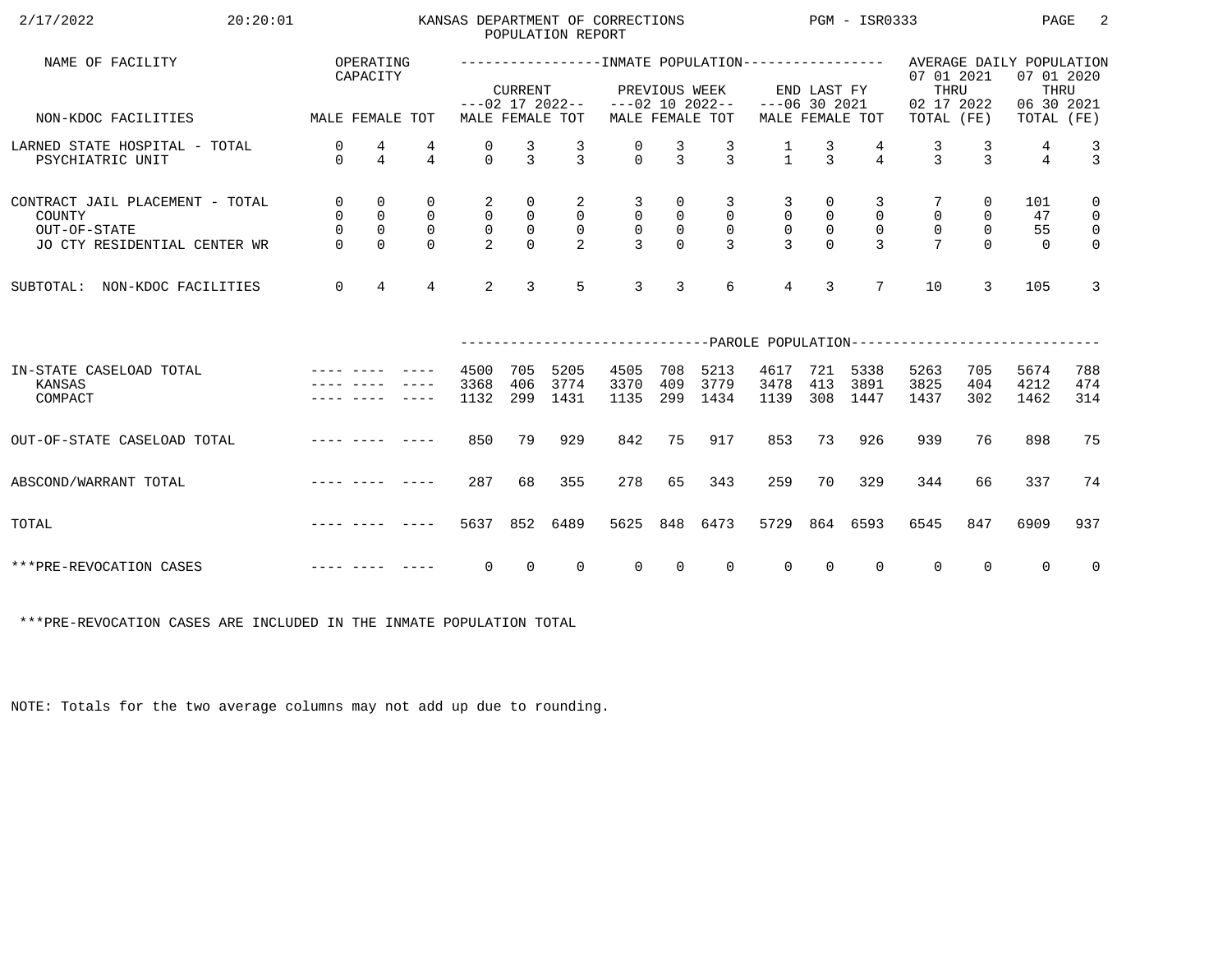KANSAS DEPARTMENT OF CORRECTIONS
POPULATION REPORT

2/17/2022 20:20:01 PGM - ISR0333

| NAME OF FACILITY | OPERATING CAPACITY | | | INMATE POPULATION | | | | | | | | | AVERAGE DAILY POPULATION | | | |
|---|---|---|---|---|---|---|---|---|---|---|---|---|---|---|---|---|
| | | | | CURRENT ---02 17 2022-- | | | PREVIOUS WEEK ---02 10 2022-- | | | END LAST FY ---06 30 2021 | | | 07 01 2021 THRU 02 17 2022 | | 07 01 2020 THRU 06 30 2021 | |
| NON-KDOC FACILITIES | MALE | FEMALE | TOT | MALE | FEMALE | TOT | MALE | FEMALE | TOT | MALE | FEMALE | TOT | TOTAL | (FE) | TOTAL | (FE) |
| LARNED STATE HOSPITAL - TOTAL | 0 | 4 | 4 | 0 | 3 | 3 | 0 | 3 | 3 | 1 | 3 | 4 | 3 | 3 | 4 | 3 |
| PSYCHIATRIC UNIT | 0 | 4 | 4 | 0 | 3 | 3 | 0 | 3 | 3 | 1 | 3 | 4 | 3 | 3 | 4 | 3 |
| CONTRACT JAIL PLACEMENT - TOTAL | 0 | 0 | 0 | 2 | 0 | 2 | 3 | 0 | 3 | 3 | 0 | 3 | 7 | 0 | 101 | 0 |
| COUNTY | 0 | 0 | 0 | 0 | 0 | 0 | 0 | 0 | 0 | 0 | 0 | 0 | 0 | 0 | 47 | 0 |
| OUT-OF-STATE | 0 | 0 | 0 | 0 | 0 | 0 | 0 | 0 | 0 | 0 | 0 | 0 | 0 | 0 | 55 | 0 |
| JO CTY RESIDENTIAL CENTER WR | 0 | 0 | 0 | 2 | 0 | 2 | 3 | 0 | 3 | 3 | 0 | 3 | 7 | 0 | 0 | 0 |
| SUBTOTAL: NON-KDOC FACILITIES | 0 | 4 | 4 | 2 | 3 | 5 | 3 | 3 | 6 | 4 | 3 | 7 | 10 | 3 | 105 | 3 |

| | | | | PAROLE POPULATION | | | | | | | | | | | | |
|---|---|---|---|---|---|---|---|---|---|---|---|---|---|---|---|---|
| IN-STATE CASELOAD TOTAL | ---- | ---- | ---- | 4500 | 705 | 5205 | 4505 | 708 | 5213 | 4617 | 721 | 5338 | 5263 | 705 | 5674 | 788 |
| KANSAS | ---- | ---- | ---- | 3368 | 406 | 3774 | 3370 | 409 | 3779 | 3478 | 413 | 3891 | 3825 | 404 | 4212 | 474 |
| COMPACT | ---- | ---- | ---- | 1132 | 299 | 1431 | 1135 | 299 | 1434 | 1139 | 308 | 1447 | 1437 | 302 | 1462 | 314 |
| OUT-OF-STATE CASELOAD TOTAL | ---- | ---- | ---- | 850 | 79 | 929 | 842 | 75 | 917 | 853 | 73 | 926 | 939 | 76 | 898 | 75 |
| ABSCOND/WARRANT TOTAL | ---- | ---- | ---- | 287 | 68 | 355 | 278 | 65 | 343 | 259 | 70 | 329 | 344 | 66 | 337 | 74 |
| TOTAL | ---- | ---- | ---- | 5637 | 852 | 6489 | 5625 | 848 | 6473 | 5729 | 864 | 6593 | 6545 | 847 | 6909 | 937 |
| ***PRE-REVOCATION CASES | ---- | ---- | ---- | 0 | 0 | 0 | 0 | 0 | 0 | 0 | 0 | 0 | 0 | 0 | 0 | 0 |

***PRE-REVOCATION CASES ARE INCLUDED IN THE INMATE POPULATION TOTAL

NOTE: Totals for the two average columns may not add up due to rounding.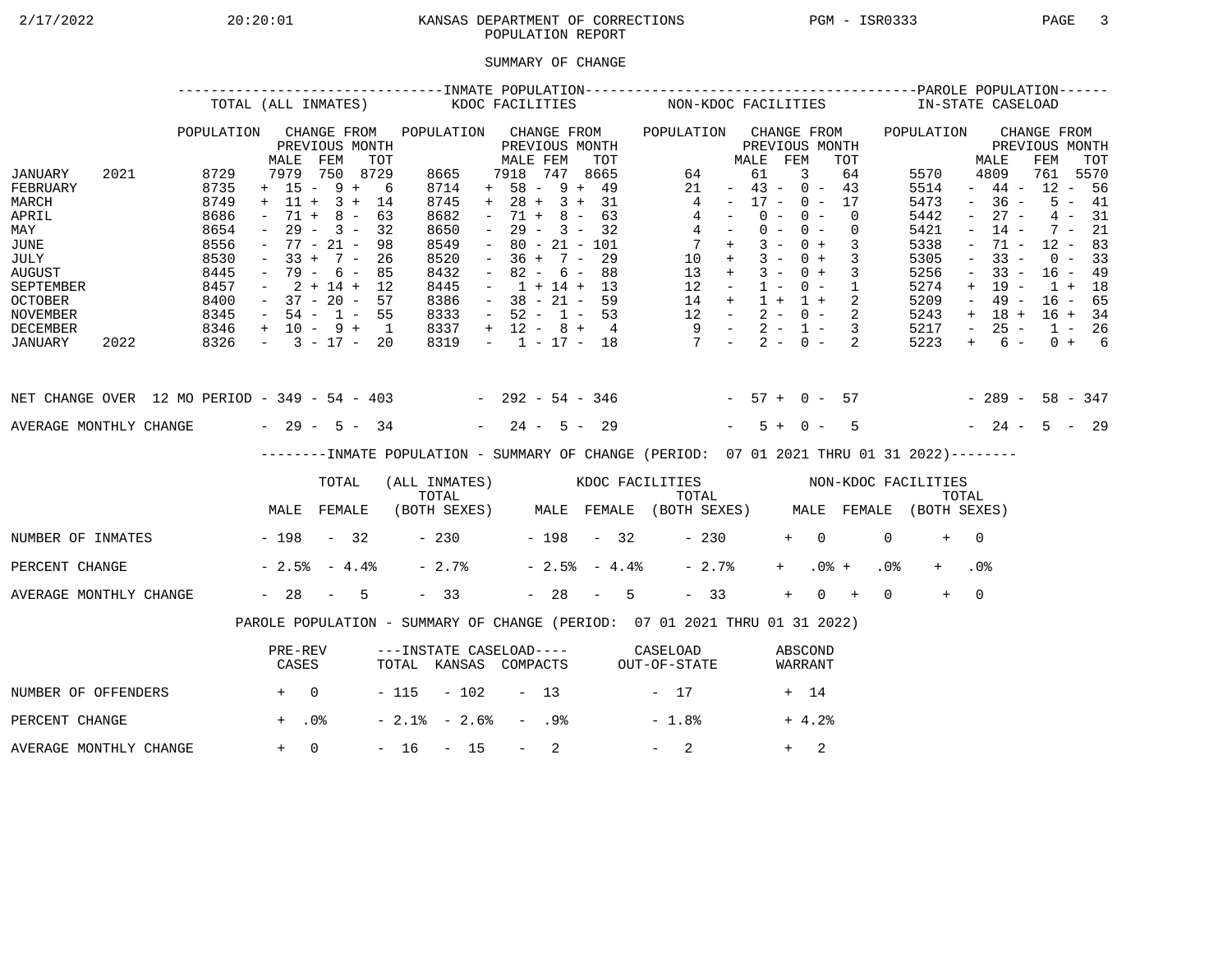KANSAS DEPARTMENT OF CORRECTIONS
POPULATION REPORT

2/17/2022 20:20:01 PGM - ISR0333

## SUMMARY OF CHANGE

| | INMATE POPULATION: TOTAL (ALL INMATES) POPULATION | CHANGE FROM PREVIOUS MONTH MALE | FEM | TOT | KDOC FACILITIES POPULATION | CHANGE FROM PREVIOUS MONTH MALE | FEM | TOT | NON-KDOC FACILITIES POPULATION | CHANGE FROM PREVIOUS MONTH MALE | FEM | TOT | PAROLE POPULATION: IN-STATE CASELOAD POPULATION | CHANGE FROM PREVIOUS MONTH MALE | FEM | TOT |
|---|---|---|---|---|---|---|---|---|---|---|---|---|---|---|---|---|
| JANUARY 2021 | 8729 | 7979 | 750 | 8729 | 8665 | 7918 | 747 | 8665 | 64 | 61 | 3 | 64 | 5570 | 4809 | 761 | 5570 |
| FEBRUARY | 8735 | + 15 | - 9 | + 6 | 8714 | + 58 | - 9 | + 49 | 21 | - 43 | - 0 | - 43 | 5514 | - 44 | - 12 | - 56 |
| MARCH | 8749 | + 11 | + 3 | + 14 | 8745 | + 28 | + 3 | + 31 | 4 | - 17 | - 0 | - 17 | 5473 | - 36 | - 5 | - 41 |
| APRIL | 8686 | - 71 | + 8 | - 63 | 8682 | - 71 | + 8 | - 63 | 4 | - 0 | - 0 | - 0 | 5442 | - 27 | - 4 | - 31 |
| MAY | 8654 | - 29 | - 3 | - 32 | 8650 | - 29 | - 3 | - 32 | 4 | - 0 | - 0 | - 0 | 5421 | - 14 | - 7 | - 21 |
| JUNE | 8556 | - 77 | - 21 | - 98 | 8549 | - 80 | - 21 | - 101 | 7 | + 3 | - 0 | + 3 | 5338 | - 71 | - 12 | - 83 |
| JULY | 8530 | - 33 | + 7 | - 26 | 8520 | - 36 | + 7 | - 29 | 10 | + 3 | - 0 | + 3 | 5305 | - 33 | - 0 | - 33 |
| AUGUST | 8445 | - 79 | - 6 | - 85 | 8432 | - 82 | - 6 | - 88 | 13 | + 3 | - 0 | + 3 | 5256 | - 33 | - 16 | - 49 |
| SEPTEMBER | 8457 | - 2 | + 14 | + 12 | 8445 | - 1 | + 14 | + 13 | 12 | - 1 | - 0 | - 1 | 5274 | + 19 | - 1 | + 18 |
| OCTOBER | 8400 | - 37 | - 20 | - 57 | 8386 | - 38 | - 21 | - 59 | 14 | + 1 | + 1 | + 2 | 5209 | - 49 | - 16 | - 65 |
| NOVEMBER | 8345 | - 54 | - 1 | - 55 | 8333 | - 52 | - 1 | - 53 | 12 | - 2 | - 0 | - 2 | 5243 | + 18 | + 16 | + 34 |
| DECEMBER | 8346 | + 10 | - 9 | + 1 | 8337 | + 12 | - 8 | + 4 | 9 | - 2 | - 1 | - 3 | 5217 | - 25 | - 1 | - 26 |
| JANUARY 2022 | 8326 | - 3 | - 17 | - 20 | 8319 | - 1 | - 17 | - 18 | 7 | - 2 | - 0 | - 2 | 5223 | + 6 | - 0 | + 6 |
| NET CHANGE OVER 12 MO PERIOD | | - 349 | - 54 | - 403 | | - 292 | - 54 | - 346 | | - 57 | + 0 | - 57 | | - 289 | - 58 | - 347 |
| AVERAGE MONTHLY CHANGE | | - 29 | - 5 | - 34 | | - 24 | - 5 | - 29 | | - 5 | + 0 | - 5 | | - 24 | - 5 | - 29 |

### INMATE POPULATION - SUMMARY OF CHANGE (PERIOD: 07 01 2021 THRU 01 31 2022)

| | TOTAL (ALL INMATES) MALE | FEMALE | TOTAL (BOTH SEXES) | KDOC FACILITIES MALE | FEMALE | TOTAL (BOTH SEXES) | NON-KDOC FACILITIES MALE | FEMALE | TOTAL (BOTH SEXES) |
|---|---|---|---|---|---|---|---|---|---|
| NUMBER OF INMATES | - 198 | - 32 | - 230 | - 198 | - 32 | - 230 | + 0 | 0 | + 0 |
| PERCENT CHANGE | - 2.5% | - 4.4% | - 2.7% | - 2.5% | - 4.4% | - 2.7% | + .0% | + .0% | + .0% |
| AVERAGE MONTHLY CHANGE | - 28 | - 5 | - 33 | - 28 | - 5 | - 33 | + 0 | + 0 | + 0 |

### PAROLE POPULATION - SUMMARY OF CHANGE (PERIOD: 07 01 2021 THRU 01 31 2022)

| | PRE-REV CASES | INSTATE CASELOAD TOTAL | KANSAS | COMPACTS | CASELOAD OUT-OF-STATE | ABSCOND WARRANT |
|---|---|---|---|---|---|---|
| NUMBER OF OFFENDERS | + 0 | - 115 | - 102 | - 13 | - 17 | + 14 |
| PERCENT CHANGE | + .0% | - 2.1% | - 2.6% | - .9% | - 1.8% | + 4.2% |
| AVERAGE MONTHLY CHANGE | + 0 | - 16 | - 15 | - 2 | - 2 | + 2 |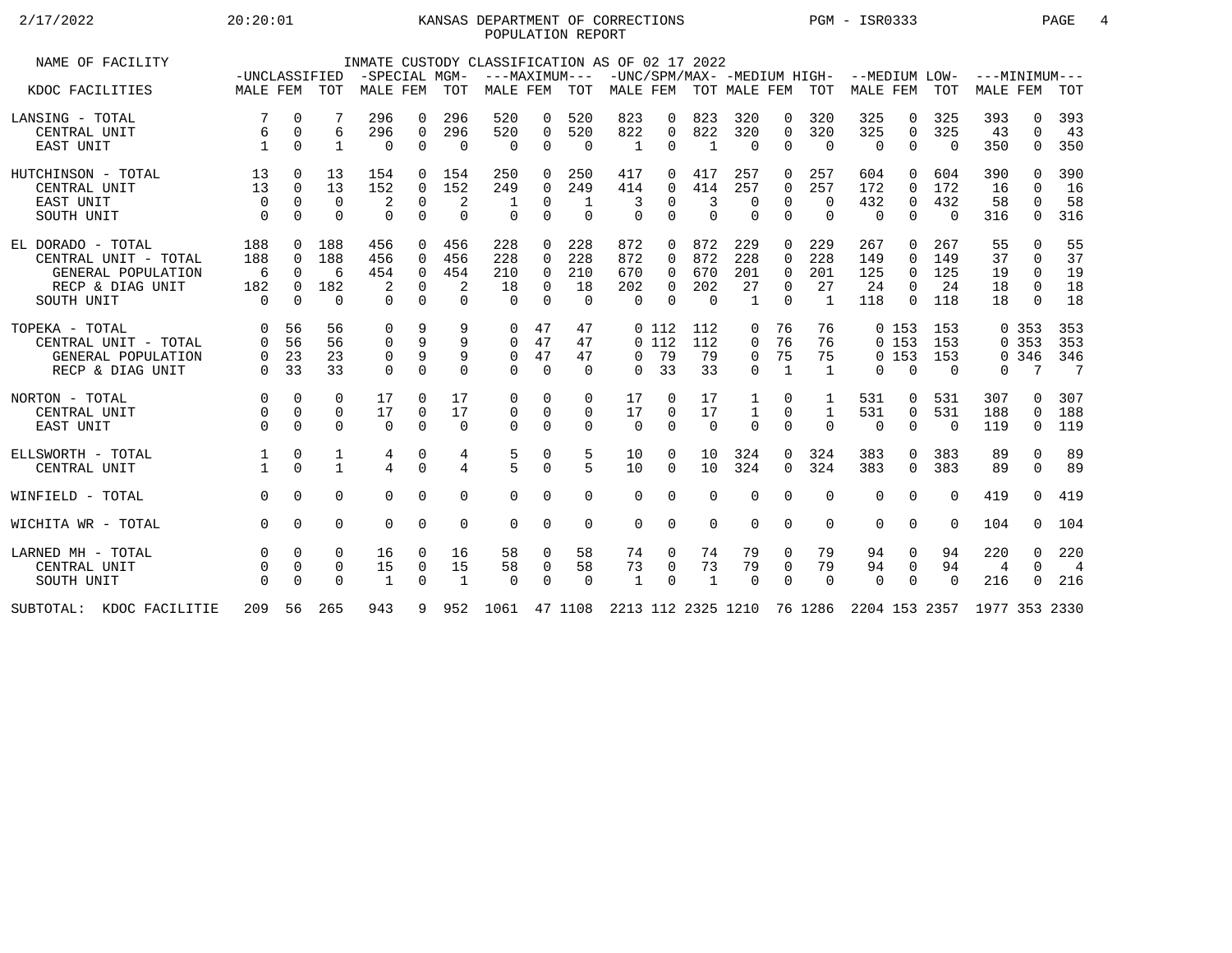KANSAS DEPARTMENT OF CORRECTIONS
POPULATION REPORT

2/17/2022 20:20:01 PGM - ISR0333

INMATE CUSTODY CLASSIFICATION AS OF 02 17 2022

| NAME OF FACILITY | -UNCLASSIFIED | | | -SPECIAL MGM- | | | ---MAXIMUM--- | | | -UNC/SPM/MAX- | | | -MEDIUM HIGH- | | | --MEDIUM LOW- | | | ---MINIMUM--- | | |
|---|---|---|---|---|---|---|---|---|---|---|---|---|---|---|---|---|---|---|---|---|---|
| KDOC FACILITIES | MALE | FEM | TOT | MALE | FEM | TOT | MALE | FEM | TOT | MALE | FEM | TOT | MALE | FEM | TOT | MALE | FEM | TOT | MALE | FEM | TOT |
| LANSING - TOTAL | 7 | 0 | 7 | 296 | 0 | 296 | 520 | 0 | 520 | 823 | 0 | 823 | 320 | 0 | 320 | 325 | 0 | 325 | 393 | 0 | 393 |
| CENTRAL UNIT | 6 | 0 | 6 | 296 | 0 | 296 | 520 | 0 | 520 | 822 | 0 | 822 | 320 | 0 | 320 | 325 | 0 | 325 | 43 | 0 | 43 |
| EAST UNIT | 1 | 0 | 1 | 0 | 0 | 0 | 0 | 0 | 0 | 1 | 0 | 1 | 0 | 0 | 0 | 0 | 0 | 0 | 350 | 0 | 350 |
| HUTCHINSON - TOTAL | 13 | 0 | 13 | 154 | 0 | 154 | 250 | 0 | 250 | 417 | 0 | 417 | 257 | 0 | 257 | 604 | 0 | 604 | 390 | 0 | 390 |
| CENTRAL UNIT | 13 | 0 | 13 | 152 | 0 | 152 | 249 | 0 | 249 | 414 | 0 | 414 | 257 | 0 | 257 | 172 | 0 | 172 | 16 | 0 | 16 |
| EAST UNIT | 0 | 0 | 0 | 2 | 0 | 2 | 1 | 0 | 1 | 3 | 0 | 3 | 0 | 0 | 0 | 432 | 0 | 432 | 58 | 0 | 58 |
| SOUTH UNIT | 0 | 0 | 0 | 0 | 0 | 0 | 0 | 0 | 0 | 0 | 0 | 0 | 0 | 0 | 0 | 0 | 0 | 0 | 316 | 0 | 316 |
| EL DORADO - TOTAL | 188 | 0 | 188 | 456 | 0 | 456 | 228 | 0 | 228 | 872 | 0 | 872 | 229 | 0 | 229 | 267 | 0 | 267 | 55 | 0 | 55 |
| CENTRAL UNIT - TOTAL | 188 | 0 | 188 | 456 | 0 | 456 | 228 | 0 | 228 | 872 | 0 | 872 | 228 | 0 | 228 | 149 | 0 | 149 | 37 | 0 | 37 |
| GENERAL POPULATION | 6 | 0 | 6 | 454 | 0 | 454 | 210 | 0 | 210 | 670 | 0 | 670 | 201 | 0 | 201 | 125 | 0 | 125 | 19 | 0 | 19 |
| RECP & DIAG UNIT | 182 | 0 | 182 | 2 | 0 | 2 | 18 | 0 | 18 | 202 | 0 | 202 | 27 | 0 | 27 | 24 | 0 | 24 | 18 | 0 | 18 |
| SOUTH UNIT | 0 | 0 | 0 | 0 | 0 | 0 | 0 | 0 | 0 | 0 | 0 | 0 | 1 | 0 | 1 | 118 | 0 | 118 | 18 | 0 | 18 |
| TOPEKA - TOTAL | 0 | 56 | 56 | 0 | 9 | 9 | 0 | 47 | 47 | 0 | 112 | 112 | 0 | 76 | 76 | 0 | 153 | 153 | 0 | 353 | 353 |
| CENTRAL UNIT - TOTAL | 0 | 56 | 56 | 0 | 9 | 9 | 0 | 47 | 47 | 0 | 112 | 112 | 0 | 76 | 76 | 0 | 153 | 153 | 0 | 353 | 353 |
| GENERAL POPULATION | 0 | 23 | 23 | 0 | 9 | 9 | 0 | 47 | 47 | 0 | 79 | 79 | 0 | 75 | 75 | 0 | 153 | 153 | 0 | 346 | 346 |
| RECP & DIAG UNIT | 0 | 33 | 33 | 0 | 0 | 0 | 0 | 0 | 0 | 0 | 33 | 33 | 0 | 1 | 1 | 0 | 0 | 0 | 0 | 7 | 7 |
| NORTON - TOTAL | 0 | 0 | 0 | 17 | 0 | 17 | 0 | 0 | 0 | 17 | 0 | 17 | 1 | 0 | 1 | 531 | 0 | 531 | 307 | 0 | 307 |
| CENTRAL UNIT | 0 | 0 | 0 | 17 | 0 | 17 | 0 | 0 | 0 | 17 | 0 | 17 | 1 | 0 | 1 | 531 | 0 | 531 | 188 | 0 | 188 |
| EAST UNIT | 0 | 0 | 0 | 0 | 0 | 0 | 0 | 0 | 0 | 0 | 0 | 0 | 0 | 0 | 0 | 0 | 0 | 0 | 119 | 0 | 119 |
| ELLSWORTH - TOTAL | 1 | 0 | 1 | 4 | 0 | 4 | 5 | 0 | 5 | 10 | 0 | 10 | 324 | 0 | 324 | 383 | 0 | 383 | 89 | 0 | 89 |
| CENTRAL UNIT | 1 | 0 | 1 | 4 | 0 | 4 | 5 | 0 | 5 | 10 | 0 | 10 | 324 | 0 | 324 | 383 | 0 | 383 | 89 | 0 | 89 |
| WINFIELD - TOTAL | 0 | 0 | 0 | 0 | 0 | 0 | 0 | 0 | 0 | 0 | 0 | 0 | 0 | 0 | 0 | 0 | 0 | 0 | 419 | 0 | 419 |
| WICHITA WR - TOTAL | 0 | 0 | 0 | 0 | 0 | 0 | 0 | 0 | 0 | 0 | 0 | 0 | 0 | 0 | 0 | 0 | 0 | 0 | 104 | 0 | 104 |
| LARNED MH - TOTAL | 0 | 0 | 0 | 16 | 0 | 16 | 58 | 0 | 58 | 74 | 0 | 74 | 79 | 0 | 79 | 94 | 0 | 94 | 220 | 0 | 220 |
| CENTRAL UNIT | 0 | 0 | 0 | 15 | 0 | 15 | 58 | 0 | 58 | 73 | 0 | 73 | 79 | 0 | 79 | 94 | 0 | 94 | 4 | 0 | 4 |
| SOUTH UNIT | 0 | 0 | 0 | 1 | 0 | 1 | 0 | 0 | 0 | 1 | 0 | 1 | 0 | 0 | 0 | 0 | 0 | 0 | 216 | 0 | 216 |
| SUBTOTAL: KDOC FACILITIE | 209 | 56 | 265 | 943 | 9 | 952 | 1061 | 47 | 1108 | 2213 | 112 | 2325 | 1210 | 76 | 1286 | 2204 | 153 | 2357 | 1977 | 353 | 2330 |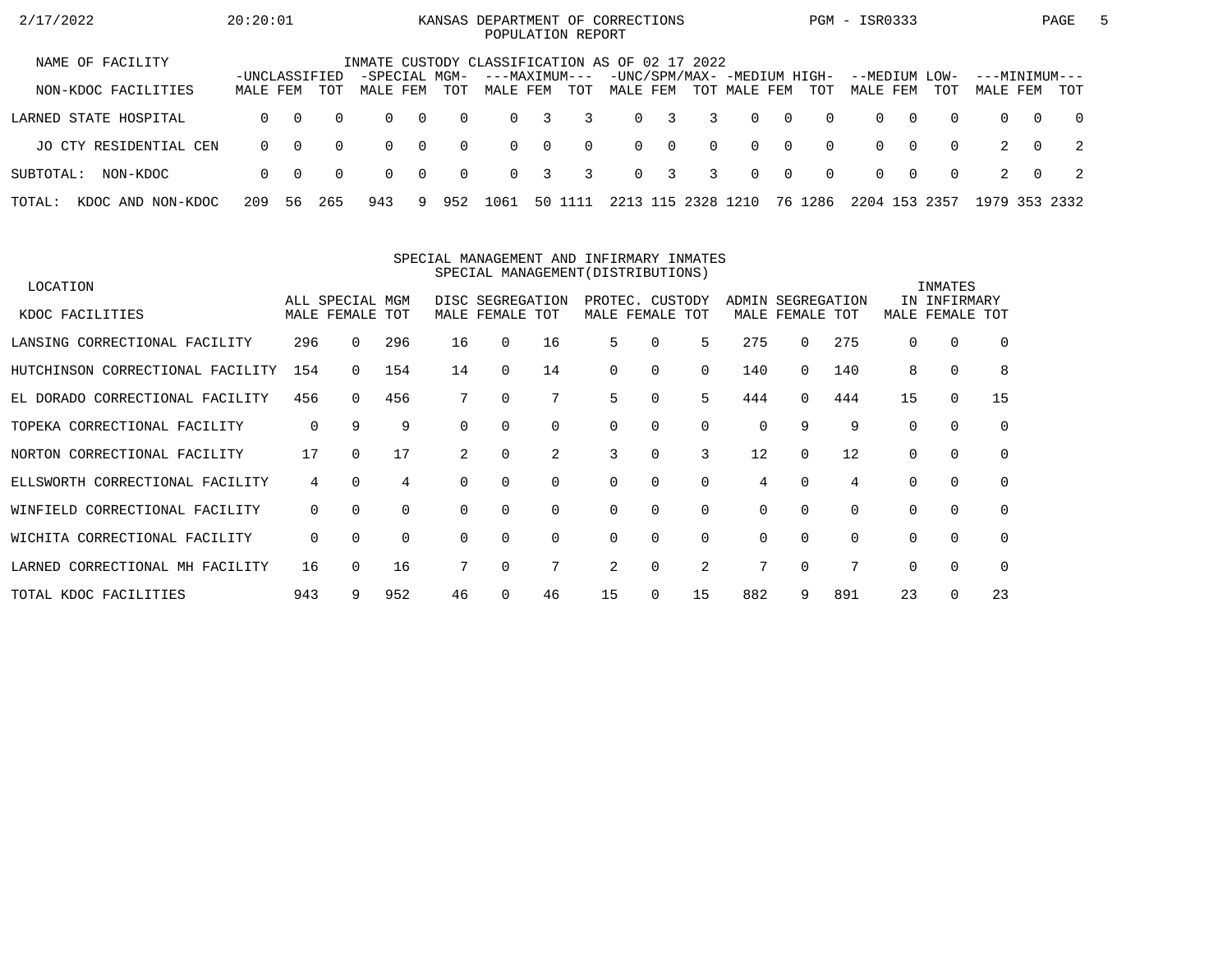KANSAS DEPARTMENT OF CORRECTIONS
POPULATION REPORT

INMATE CUSTODY CLASSIFICATION AS OF 02 17 2022

| NAME OF FACILITY / NON-KDOC FACILITIES | -UNCLASSIFIED- MALE | FEM | TOT | -SPECIAL MGM- MALE | FEM | TOT | ---MAXIMUM--- MALE | FEM | TOT | -UNC/SPM/MAX- MALE | FEM | TOT | -MEDIUM HIGH- MALE | FEM | TOT | --MEDIUM LOW- MALE | FEM | TOT | ---MINIMUM--- MALE | FEM | TOT |
|---|---|---|---|---|---|---|---|---|---|---|---|---|---|---|---|---|---|---|---|---|---|
| LARNED STATE HOSPITAL | 0 | 0 | 0 | 0 | 0 | 0 | 0 | 3 | 3 | 0 | 3 | 3 | 0 | 0 | 0 | 0 | 0 | 0 | 0 | 0 | 0 |
| JO CTY RESIDENTIAL CEN | 0 | 0 | 0 | 0 | 0 | 0 | 0 | 0 | 0 | 0 | 0 | 0 | 0 | 0 | 0 | 0 | 0 | 0 | 2 | 0 | 2 |
| SUBTOTAL: NON-KDOC | 0 | 0 | 0 | 0 | 0 | 0 | 0 | 3 | 3 | 0 | 3 | 3 | 0 | 0 | 0 | 0 | 0 | 0 | 2 | 0 | 2 |
| TOTAL: KDOC AND NON-KDOC | 209 | 56 | 265 | 943 | 9 | 952 | 1061 | 50 | 1111 | 2213 | 115 | 2328 | 1210 | 76 | 1286 | 2204 | 153 | 2357 | 1979 | 353 | 2332 |

SPECIAL MANAGEMENT AND INFIRMARY INMATES
SPECIAL MANAGEMENT(DISTRIBUTIONS)

| LOCATION / KDOC FACILITIES | ALL SPECIAL MGM MALE | FEMALE | TOT | DISC SEGREGATION MALE | FEMALE | TOT | PROTEC. CUSTODY MALE | FEMALE | TOT | ADMIN SEGREGATION MALE | FEMALE | TOT | INMATES IN INFIRMARY MALE | FEMALE | TOT |
|---|---|---|---|---|---|---|---|---|---|---|---|---|---|---|---|
| LANSING CORRECTIONAL FACILITY | 296 | 0 | 296 | 16 | 0 | 16 | 5 | 0 | 5 | 275 | 0 | 275 | 0 | 0 | 0 |
| HUTCHINSON CORRECTIONAL FACILITY | 154 | 0 | 154 | 14 | 0 | 14 | 0 | 0 | 0 | 140 | 0 | 140 | 8 | 0 | 8 |
| EL DORADO CORRECTIONAL FACILITY | 456 | 0 | 456 | 7 | 0 | 7 | 5 | 0 | 5 | 444 | 0 | 444 | 15 | 0 | 15 |
| TOPEKA CORRECTIONAL FACILITY | 0 | 9 | 9 | 0 | 0 | 0 | 0 | 0 | 0 | 0 | 9 | 9 | 0 | 0 | 0 |
| NORTON CORRECTIONAL FACILITY | 17 | 0 | 17 | 2 | 0 | 2 | 3 | 0 | 3 | 12 | 0 | 12 | 0 | 0 | 0 |
| ELLSWORTH CORRECTIONAL FACILITY | 4 | 0 | 4 | 0 | 0 | 0 | 0 | 0 | 0 | 4 | 0 | 4 | 0 | 0 | 0 |
| WINFIELD CORRECTIONAL FACILITY | 0 | 0 | 0 | 0 | 0 | 0 | 0 | 0 | 0 | 0 | 0 | 0 | 0 | 0 | 0 |
| WICHITA CORRECTIONAL FACILITY | 0 | 0 | 0 | 0 | 0 | 0 | 0 | 0 | 0 | 0 | 0 | 0 | 0 | 0 | 0 |
| LARNED CORRECTIONAL MH FACILITY | 16 | 0 | 16 | 7 | 0 | 7 | 2 | 0 | 2 | 7 | 0 | 7 | 0 | 0 | 0 |
| TOTAL KDOC FACILITIES | 943 | 9 | 952 | 46 | 0 | 46 | 15 | 0 | 15 | 882 | 9 | 891 | 23 | 0 | 23 |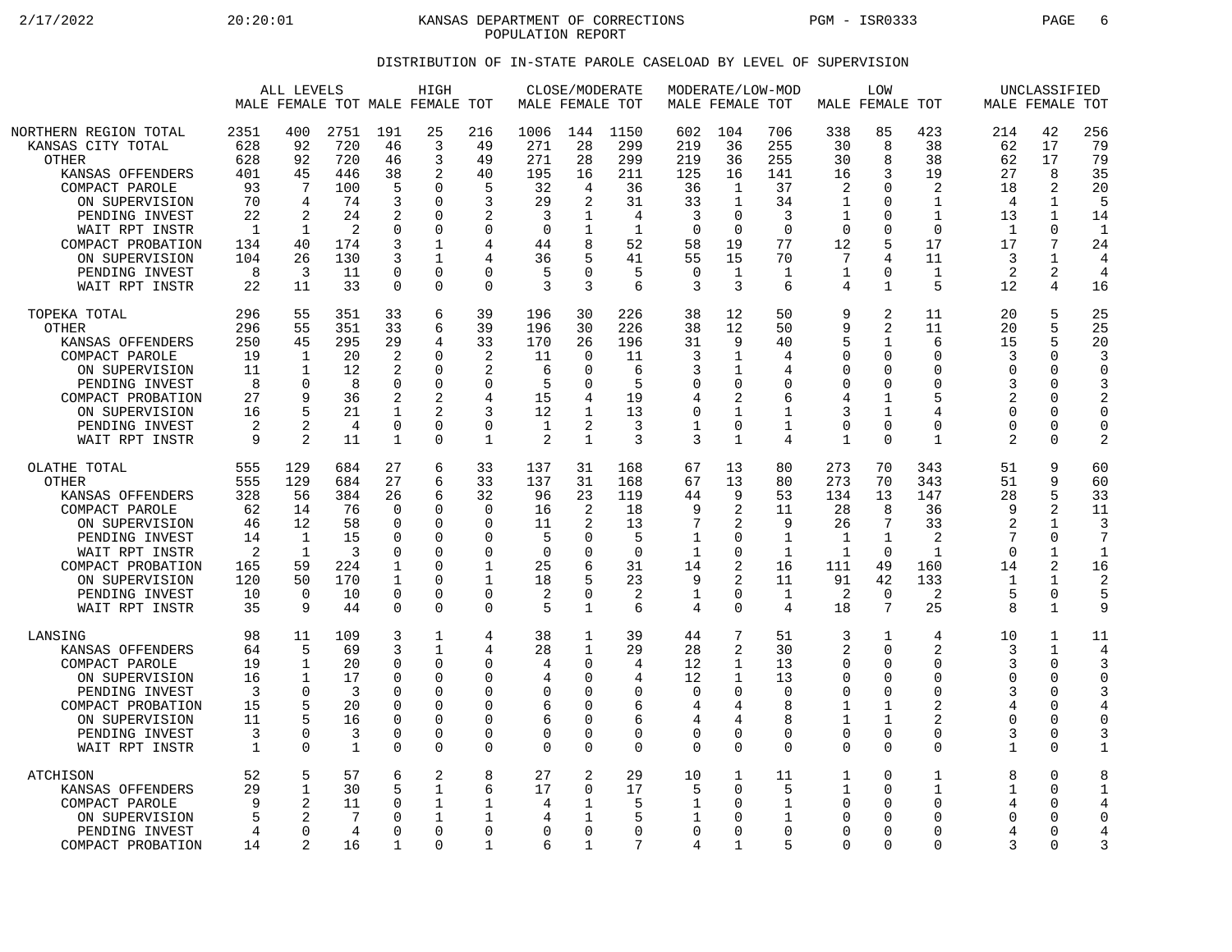KANSAS DEPARTMENT OF CORRECTIONS
POPULATION REPORT

DISTRIBUTION OF IN-STATE PAROLE CASELOAD BY LEVEL OF SUPERVISION

| | ALL LEVELS | | | HIGH | | | CLOSE/MODERATE | | | MODERATE/LOW-MOD | | | LOW | | | UNCLASSIFIED | | |
|---|---|---|---|---|---|---|---|---|---|---|---|---|---|---|---|---|---|---|
| | MALE | FEMALE | TOT | MALE | FEMALE | TOT | MALE | FEMALE | TOT | MALE | FEMALE | TOT | MALE | FEMALE | TOT | MALE | FEMALE | TOT |
| NORTHERN REGION TOTAL | 2351 | 400 | 2751 | 191 | 25 | 216 | 1006 | 144 | 1150 | 602 | 104 | 706 | 338 | 85 | 423 | 214 | 42 | 256 |
| KANSAS CITY TOTAL | 628 | 92 | 720 | 46 | 3 | 49 | 271 | 28 | 299 | 219 | 36 | 255 | 30 | 8 | 38 | 62 | 17 | 79 |
| OTHER | 628 | 92 | 720 | 46 | 3 | 49 | 271 | 28 | 299 | 219 | 36 | 255 | 30 | 8 | 38 | 62 | 17 | 79 |
| KANSAS OFFENDERS | 401 | 45 | 446 | 38 | 2 | 40 | 195 | 16 | 211 | 125 | 16 | 141 | 16 | 3 | 19 | 27 | 8 | 35 |
| COMPACT PAROLE | 93 | 7 | 100 | 5 | 0 | 5 | 32 | 4 | 36 | 36 | 1 | 37 | 2 | 0 | 2 | 18 | 2 | 20 |
| ON SUPERVISION | 70 | 4 | 74 | 3 | 0 | 3 | 29 | 2 | 31 | 33 | 1 | 34 | 1 | 0 | 1 | 4 | 1 | 5 |
| PENDING INVEST | 22 | 2 | 24 | 2 | 0 | 2 | 3 | 1 | 4 | 3 | 0 | 3 | 1 | 0 | 1 | 13 | 1 | 14 |
| WAIT RPT INSTR | 1 | 1 | 2 | 0 | 0 | 0 | 0 | 1 | 1 | 0 | 0 | 0 | 0 | 0 | 0 | 1 | 0 | 1 |
| COMPACT PROBATION | 134 | 40 | 174 | 3 | 1 | 4 | 44 | 8 | 52 | 58 | 19 | 77 | 12 | 5 | 17 | 17 | 7 | 24 |
| ON SUPERVISION | 104 | 26 | 130 | 3 | 1 | 4 | 36 | 5 | 41 | 55 | 15 | 70 | 7 | 4 | 11 | 3 | 1 | 4 |
| PENDING INVEST | 8 | 3 | 11 | 0 | 0 | 0 | 5 | 0 | 5 | 0 | 1 | 1 | 1 | 0 | 1 | 2 | 2 | 4 |
| WAIT RPT INSTR | 22 | 11 | 33 | 0 | 0 | 0 | 3 | 3 | 6 | 3 | 3 | 6 | 4 | 1 | 5 | 12 | 4 | 16 |
| TOPEKA TOTAL | 296 | 55 | 351 | 33 | 6 | 39 | 196 | 30 | 226 | 38 | 12 | 50 | 9 | 2 | 11 | 20 | 5 | 25 |
| OTHER | 296 | 55 | 351 | 33 | 6 | 39 | 196 | 30 | 226 | 38 | 12 | 50 | 9 | 2 | 11 | 20 | 5 | 25 |
| KANSAS OFFENDERS | 250 | 45 | 295 | 29 | 4 | 33 | 170 | 26 | 196 | 31 | 9 | 40 | 5 | 1 | 6 | 15 | 5 | 20 |
| COMPACT PAROLE | 19 | 1 | 20 | 2 | 0 | 2 | 11 | 0 | 11 | 3 | 1 | 4 | 0 | 0 | 0 | 3 | 0 | 3 |
| ON SUPERVISION | 11 | 1 | 12 | 2 | 0 | 2 | 6 | 0 | 6 | 3 | 1 | 4 | 0 | 0 | 0 | 0 | 0 | 0 |
| PENDING INVEST | 8 | 0 | 8 | 0 | 0 | 0 | 5 | 0 | 5 | 0 | 0 | 0 | 0 | 0 | 0 | 3 | 0 | 3 |
| COMPACT PROBATION | 27 | 9 | 36 | 2 | 2 | 4 | 15 | 4 | 19 | 4 | 2 | 6 | 4 | 1 | 5 | 2 | 0 | 2 |
| ON SUPERVISION | 16 | 5 | 21 | 1 | 2 | 3 | 12 | 1 | 13 | 0 | 1 | 1 | 3 | 1 | 4 | 0 | 0 | 0 |
| PENDING INVEST | 2 | 2 | 4 | 0 | 0 | 0 | 1 | 2 | 3 | 1 | 0 | 1 | 0 | 0 | 0 | 0 | 0 | 0 |
| WAIT RPT INSTR | 9 | 2 | 11 | 1 | 0 | 1 | 2 | 1 | 3 | 3 | 1 | 4 | 1 | 0 | 1 | 2 | 0 | 2 |
| OLATHE TOTAL | 555 | 129 | 684 | 27 | 6 | 33 | 137 | 31 | 168 | 67 | 13 | 80 | 273 | 70 | 343 | 51 | 9 | 60 |
| OTHER | 555 | 129 | 684 | 27 | 6 | 33 | 137 | 31 | 168 | 67 | 13 | 80 | 273 | 70 | 343 | 51 | 9 | 60 |
| KANSAS OFFENDERS | 328 | 56 | 384 | 26 | 6 | 32 | 96 | 23 | 119 | 44 | 9 | 53 | 134 | 13 | 147 | 28 | 5 | 33 |
| COMPACT PAROLE | 62 | 14 | 76 | 0 | 0 | 0 | 16 | 2 | 18 | 9 | 2 | 11 | 28 | 8 | 36 | 9 | 2 | 11 |
| ON SUPERVISION | 46 | 12 | 58 | 0 | 0 | 0 | 11 | 2 | 13 | 7 | 2 | 9 | 26 | 7 | 33 | 2 | 1 | 3 |
| PENDING INVEST | 14 | 1 | 15 | 0 | 0 | 0 | 5 | 0 | 5 | 1 | 0 | 1 | 1 | 1 | 2 | 7 | 0 | 7 |
| WAIT RPT INSTR | 2 | 1 | 3 | 0 | 0 | 0 | 0 | 0 | 0 | 1 | 0 | 1 | 1 | 0 | 1 | 0 | 1 | 1 |
| COMPACT PROBATION | 165 | 59 | 224 | 1 | 0 | 1 | 25 | 6 | 31 | 14 | 2 | 16 | 111 | 49 | 160 | 14 | 2 | 16 |
| ON SUPERVISION | 120 | 50 | 170 | 1 | 0 | 1 | 18 | 5 | 23 | 9 | 2 | 11 | 91 | 42 | 133 | 1 | 1 | 2 |
| PENDING INVEST | 10 | 0 | 10 | 0 | 0 | 0 | 2 | 0 | 2 | 1 | 0 | 1 | 2 | 0 | 2 | 5 | 0 | 5 |
| WAIT RPT INSTR | 35 | 9 | 44 | 0 | 0 | 0 | 5 | 1 | 6 | 4 | 0 | 4 | 18 | 7 | 25 | 8 | 1 | 9 |
| LANSING | 98 | 11 | 109 | 3 | 1 | 4 | 38 | 1 | 39 | 44 | 7 | 51 | 3 | 1 | 4 | 10 | 1 | 11 |
| KANSAS OFFENDERS | 64 | 5 | 69 | 3 | 1 | 4 | 28 | 1 | 29 | 28 | 2 | 30 | 2 | 0 | 2 | 3 | 1 | 4 |
| COMPACT PAROLE | 19 | 1 | 20 | 0 | 0 | 0 | 4 | 0 | 4 | 12 | 1 | 13 | 0 | 0 | 0 | 3 | 0 | 3 |
| ON SUPERVISION | 16 | 1 | 17 | 0 | 0 | 0 | 4 | 0 | 4 | 12 | 1 | 13 | 0 | 0 | 0 | 0 | 0 | 0 |
| PENDING INVEST | 3 | 0 | 3 | 0 | 0 | 0 | 0 | 0 | 0 | 0 | 0 | 0 | 0 | 0 | 0 | 3 | 0 | 3 |
| COMPACT PROBATION | 15 | 5 | 20 | 0 | 0 | 0 | 6 | 0 | 6 | 4 | 4 | 8 | 1 | 1 | 2 | 4 | 0 | 4 |
| ON SUPERVISION | 11 | 5 | 16 | 0 | 0 | 0 | 6 | 0 | 6 | 4 | 4 | 8 | 1 | 1 | 2 | 0 | 0 | 0 |
| PENDING INVEST | 3 | 0 | 3 | 0 | 0 | 0 | 0 | 0 | 0 | 0 | 0 | 0 | 0 | 0 | 0 | 3 | 0 | 3 |
| WAIT RPT INSTR | 1 | 0 | 1 | 0 | 0 | 0 | 0 | 0 | 0 | 0 | 0 | 0 | 0 | 0 | 0 | 1 | 0 | 1 |
| ATCHISON | 52 | 5 | 57 | 6 | 2 | 8 | 27 | 2 | 29 | 10 | 1 | 11 | 1 | 0 | 1 | 8 | 0 | 8 |
| KANSAS OFFENDERS | 29 | 1 | 30 | 5 | 1 | 6 | 17 | 0 | 17 | 5 | 0 | 5 | 1 | 0 | 1 | 1 | 0 | 1 |
| COMPACT PAROLE | 9 | 2 | 11 | 0 | 1 | 1 | 4 | 1 | 5 | 1 | 0 | 1 | 0 | 0 | 0 | 4 | 0 | 4 |
| ON SUPERVISION | 5 | 2 | 7 | 0 | 1 | 1 | 4 | 1 | 5 | 1 | 0 | 1 | 0 | 0 | 0 | 0 | 0 | 0 |
| PENDING INVEST | 4 | 0 | 4 | 0 | 0 | 0 | 0 | 0 | 0 | 0 | 0 | 0 | 0 | 0 | 0 | 4 | 0 | 4 |
| COMPACT PROBATION | 14 | 2 | 16 | 1 | 0 | 1 | 6 | 1 | 7 | 4 | 1 | 5 | 0 | 0 | 0 | 3 | 0 | 3 |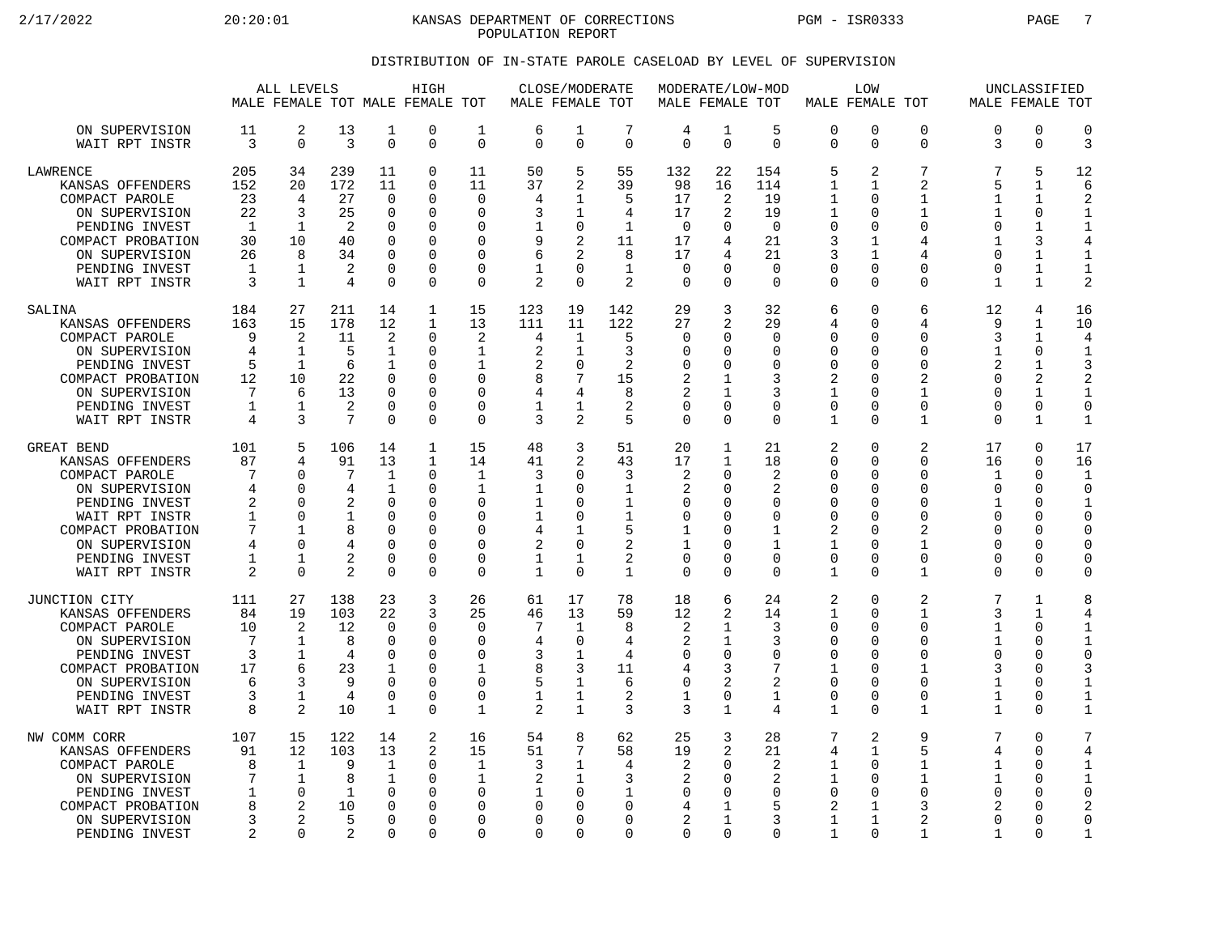## KANSAS DEPARTMENT OF CORRECTIONS
## POPULATION REPORT

### DISTRIBUTION OF IN-STATE PAROLE CASELOAD BY LEVEL OF SUPERVISION

| | ALL LEVELS | | | HIGH | | | CLOSE/MODERATE | | | MODERATE/LOW-MOD | | | LOW | | | UNCLASSIFIED | | |
|---|---|---|---|---|---|---|---|---|---|---|---|---|---|---|---|---|---|---|
| | MALE | FEMALE | TOT | MALE | FEMALE | TOT | MALE | FEMALE | TOT | MALE | FEMALE | TOT | MALE | FEMALE | TOT | MALE | FEMALE | TOT |
| ON SUPERVISION | 11 | 2 | 13 | 1 | 0 | 1 | 6 | 1 | 7 | 4 | 1 | 5 | 0 | 0 | 0 | 0 | 0 | 0 |
| WAIT RPT INSTR | 3 | 0 | 3 | 0 | 0 | 0 | 0 | 0 | 0 | 0 | 0 | 0 | 0 | 0 | 0 | 3 | 0 | 3 |
| LAWRENCE | 205 | 34 | 239 | 11 | 0 | 11 | 50 | 5 | 55 | 132 | 22 | 154 | 5 | 2 | 7 | 7 | 5 | 12 |
| KANSAS OFFENDERS | 152 | 20 | 172 | 11 | 0 | 11 | 37 | 2 | 39 | 98 | 16 | 114 | 1 | 1 | 2 | 5 | 1 | 6 |
| COMPACT PAROLE | 23 | 4 | 27 | 0 | 0 | 0 | 4 | 1 | 5 | 17 | 2 | 19 | 1 | 0 | 1 | 1 | 1 | 2 |
| ON SUPERVISION | 22 | 3 | 25 | 0 | 0 | 0 | 3 | 1 | 4 | 17 | 2 | 19 | 1 | 0 | 1 | 1 | 0 | 1 |
| PENDING INVEST | 1 | 1 | 2 | 0 | 0 | 0 | 1 | 0 | 1 | 0 | 0 | 0 | 0 | 0 | 0 | 0 | 1 | 1 |
| COMPACT PROBATION | 30 | 10 | 40 | 0 | 0 | 0 | 9 | 2 | 11 | 17 | 4 | 21 | 3 | 1 | 4 | 1 | 3 | 4 |
| ON SUPERVISION | 26 | 8 | 34 | 0 | 0 | 0 | 6 | 2 | 8 | 17 | 4 | 21 | 3 | 1 | 4 | 0 | 1 | 1 |
| PENDING INVEST | 1 | 1 | 2 | 0 | 0 | 0 | 1 | 0 | 1 | 0 | 0 | 0 | 0 | 0 | 0 | 0 | 1 | 1 |
| WAIT RPT INSTR | 3 | 1 | 4 | 0 | 0 | 0 | 2 | 0 | 2 | 0 | 0 | 0 | 0 | 0 | 0 | 1 | 1 | 2 |
| SALINA | 184 | 27 | 211 | 14 | 1 | 15 | 123 | 19 | 142 | 29 | 3 | 32 | 6 | 0 | 6 | 12 | 4 | 16 |
| KANSAS OFFENDERS | 163 | 15 | 178 | 12 | 1 | 13 | 111 | 11 | 122 | 27 | 2 | 29 | 4 | 0 | 4 | 9 | 1 | 10 |
| COMPACT PAROLE | 9 | 2 | 11 | 2 | 0 | 2 | 4 | 1 | 5 | 0 | 0 | 0 | 0 | 0 | 0 | 3 | 1 | 4 |
| ON SUPERVISION | 4 | 1 | 5 | 1 | 0 | 1 | 2 | 1 | 3 | 0 | 0 | 0 | 0 | 0 | 0 | 1 | 0 | 1 |
| PENDING INVEST | 5 | 1 | 6 | 1 | 0 | 1 | 2 | 0 | 2 | 0 | 0 | 0 | 0 | 0 | 0 | 2 | 1 | 3 |
| COMPACT PROBATION | 12 | 10 | 22 | 0 | 0 | 0 | 8 | 7 | 15 | 2 | 1 | 3 | 2 | 0 | 2 | 0 | 2 | 2 |
| ON SUPERVISION | 7 | 6 | 13 | 0 | 0 | 0 | 4 | 4 | 8 | 2 | 1 | 3 | 1 | 0 | 1 | 0 | 1 | 1 |
| PENDING INVEST | 1 | 1 | 2 | 0 | 0 | 0 | 1 | 1 | 2 | 0 | 0 | 0 | 0 | 0 | 0 | 0 | 0 | 0 |
| WAIT RPT INSTR | 4 | 3 | 7 | 0 | 0 | 0 | 3 | 2 | 5 | 0 | 0 | 0 | 1 | 0 | 1 | 0 | 1 | 1 |
| GREAT BEND | 101 | 5 | 106 | 14 | 1 | 15 | 48 | 3 | 51 | 20 | 1 | 21 | 2 | 0 | 2 | 17 | 0 | 17 |
| KANSAS OFFENDERS | 87 | 4 | 91 | 13 | 1 | 14 | 41 | 2 | 43 | 17 | 1 | 18 | 0 | 0 | 0 | 16 | 0 | 16 |
| COMPACT PAROLE | 7 | 0 | 7 | 1 | 0 | 1 | 3 | 0 | 3 | 2 | 0 | 2 | 0 | 0 | 0 | 1 | 0 | 1 |
| ON SUPERVISION | 4 | 0 | 4 | 1 | 0 | 1 | 1 | 0 | 1 | 2 | 0 | 2 | 0 | 0 | 0 | 0 | 0 | 0 |
| PENDING INVEST | 2 | 0 | 2 | 0 | 0 | 0 | 1 | 0 | 1 | 0 | 0 | 0 | 0 | 0 | 0 | 1 | 0 | 1 |
| WAIT RPT INSTR | 1 | 0 | 1 | 0 | 0 | 0 | 1 | 0 | 1 | 0 | 0 | 0 | 0 | 0 | 0 | 0 | 0 | 0 |
| COMPACT PROBATION | 7 | 1 | 8 | 0 | 0 | 0 | 4 | 1 | 5 | 1 | 0 | 1 | 2 | 0 | 2 | 0 | 0 | 0 |
| ON SUPERVISION | 4 | 0 | 4 | 0 | 0 | 0 | 2 | 0 | 2 | 1 | 0 | 1 | 1 | 0 | 1 | 0 | 0 | 0 |
| PENDING INVEST | 1 | 1 | 2 | 0 | 0 | 0 | 1 | 1 | 2 | 0 | 0 | 0 | 0 | 0 | 0 | 0 | 0 | 0 |
| WAIT RPT INSTR | 2 | 0 | 2 | 0 | 0 | 0 | 1 | 0 | 1 | 0 | 0 | 0 | 1 | 0 | 1 | 0 | 0 | 0 |
| JUNCTION CITY | 111 | 27 | 138 | 23 | 3 | 26 | 61 | 17 | 78 | 18 | 6 | 24 | 2 | 0 | 2 | 7 | 1 | 8 |
| KANSAS OFFENDERS | 84 | 19 | 103 | 22 | 3 | 25 | 46 | 13 | 59 | 12 | 2 | 14 | 1 | 0 | 1 | 3 | 1 | 4 |
| COMPACT PAROLE | 10 | 2 | 12 | 0 | 0 | 0 | 7 | 1 | 8 | 2 | 1 | 3 | 0 | 0 | 0 | 1 | 0 | 1 |
| ON SUPERVISION | 7 | 1 | 8 | 0 | 0 | 0 | 4 | 0 | 4 | 2 | 1 | 3 | 0 | 0 | 0 | 1 | 0 | 1 |
| PENDING INVEST | 3 | 1 | 4 | 0 | 0 | 0 | 3 | 1 | 4 | 0 | 0 | 0 | 0 | 0 | 0 | 0 | 0 | 0 |
| COMPACT PROBATION | 17 | 6 | 23 | 1 | 0 | 1 | 8 | 3 | 11 | 4 | 3 | 7 | 1 | 0 | 1 | 3 | 0 | 3 |
| ON SUPERVISION | 6 | 3 | 9 | 0 | 0 | 0 | 5 | 1 | 6 | 0 | 2 | 2 | 0 | 0 | 0 | 1 | 0 | 1 |
| PENDING INVEST | 3 | 1 | 4 | 0 | 0 | 0 | 1 | 1 | 2 | 1 | 0 | 1 | 0 | 0 | 0 | 1 | 0 | 1 |
| WAIT RPT INSTR | 8 | 2 | 10 | 1 | 0 | 1 | 2 | 1 | 3 | 3 | 1 | 4 | 1 | 0 | 1 | 1 | 0 | 1 |
| NW COMM CORR | 107 | 15 | 122 | 14 | 2 | 16 | 54 | 8 | 62 | 25 | 3 | 28 | 7 | 2 | 9 | 7 | 0 | 7 |
| KANSAS OFFENDERS | 91 | 12 | 103 | 13 | 2 | 15 | 51 | 7 | 58 | 19 | 2 | 21 | 4 | 1 | 5 | 4 | 0 | 4 |
| COMPACT PAROLE | 8 | 1 | 9 | 1 | 0 | 1 | 3 | 1 | 4 | 2 | 0 | 2 | 1 | 0 | 1 | 1 | 0 | 1 |
| ON SUPERVISION | 7 | 1 | 8 | 1 | 0 | 1 | 2 | 1 | 3 | 2 | 0 | 2 | 1 | 0 | 1 | 1 | 0 | 1 |
| PENDING INVEST | 1 | 0 | 1 | 0 | 0 | 0 | 1 | 0 | 1 | 0 | 0 | 0 | 0 | 0 | 0 | 0 | 0 | 0 |
| COMPACT PROBATION | 8 | 2 | 10 | 0 | 0 | 0 | 0 | 0 | 0 | 4 | 1 | 5 | 2 | 1 | 3 | 2 | 0 | 2 |
| ON SUPERVISION | 3 | 2 | 5 | 0 | 0 | 0 | 0 | 0 | 0 | 2 | 1 | 3 | 1 | 1 | 2 | 0 | 0 | 0 |
| PENDING INVEST | 2 | 0 | 2 | 0 | 0 | 0 | 0 | 0 | 0 | 0 | 0 | 0 | 1 | 0 | 1 | 1 | 0 | 1 |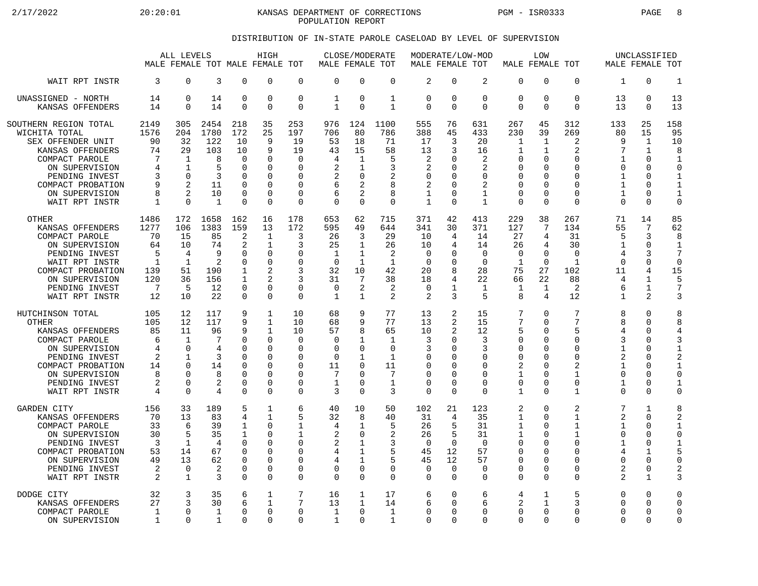KANSAS DEPARTMENT OF CORRECTIONS
POPULATION REPORT

## DISTRIBUTION OF IN-STATE PAROLE CASELOAD BY LEVEL OF SUPERVISION

| | ALL LEVELS | | | HIGH | | | CLOSE/MODERATE | | | MODERATE/LOW-MOD | | | LOW | | | UNCLASSIFIED | | |
|---|---|---|---|---|---|---|---|---|---|---|---|---|---|---|---|---|---|---|
| | MALE | FEMALE | TOT | MALE | FEMALE | TOT | MALE | FEMALE | TOT | MALE | FEMALE | TOT | MALE | FEMALE | TOT | MALE | FEMALE | TOT |
| WAIT RPT INSTR | 3 | 0 | 3 | 0 | 0 | 0 | 0 | 0 | 0 | 2 | 0 | 2 | 0 | 0 | 0 | 1 | 0 | 1 |
| UNASSIGNED - NORTH | 14 | 0 | 14 | 0 | 0 | 0 | 1 | 0 | 1 | 0 | 0 | 0 | 0 | 0 | 0 | 13 | 0 | 13 |
| KANSAS OFFENDERS | 14 | 0 | 14 | 0 | 0 | 0 | 1 | 0 | 1 | 0 | 0 | 0 | 0 | 0 | 0 | 13 | 0 | 13 |
| SOUTHERN REGION TOTAL | 2149 | 305 | 2454 | 218 | 35 | 253 | 976 | 124 | 1100 | 555 | 76 | 631 | 267 | 45 | 312 | 133 | 25 | 158 |
| WICHITA TOTAL | 1576 | 204 | 1780 | 172 | 25 | 197 | 706 | 80 | 786 | 388 | 45 | 433 | 230 | 39 | 269 | 80 | 15 | 95 |
| SEX OFFENDER UNIT | 90 | 32 | 122 | 10 | 9 | 19 | 53 | 18 | 71 | 17 | 3 | 20 | 1 | 1 | 2 | 9 | 1 | 10 |
| KANSAS OFFENDERS | 74 | 29 | 103 | 10 | 9 | 19 | 43 | 15 | 58 | 13 | 3 | 16 | 1 | 1 | 2 | 7 | 1 | 8 |
| COMPACT PAROLE | 7 | 1 | 8 | 0 | 0 | 0 | 4 | 1 | 5 | 2 | 0 | 2 | 0 | 0 | 0 | 1 | 0 | 1 |
| ON SUPERVISION | 4 | 1 | 5 | 0 | 0 | 0 | 2 | 1 | 3 | 2 | 0 | 2 | 0 | 0 | 0 | 0 | 0 | 0 |
| PENDING INVEST | 3 | 0 | 3 | 0 | 0 | 0 | 2 | 0 | 2 | 0 | 0 | 0 | 0 | 0 | 0 | 1 | 0 | 1 |
| COMPACT PROBATION | 9 | 2 | 11 | 0 | 0 | 0 | 6 | 2 | 8 | 2 | 0 | 2 | 0 | 0 | 0 | 1 | 0 | 1 |
| ON SUPERVISION | 8 | 2 | 10 | 0 | 0 | 0 | 6 | 2 | 8 | 1 | 0 | 1 | 0 | 0 | 0 | 1 | 0 | 1 |
| WAIT RPT INSTR | 1 | 0 | 1 | 0 | 0 | 0 | 0 | 0 | 0 | 1 | 0 | 1 | 0 | 0 | 0 | 0 | 0 | 0 |
| OTHER | 1486 | 172 | 1658 | 162 | 16 | 178 | 653 | 62 | 715 | 371 | 42 | 413 | 229 | 38 | 267 | 71 | 14 | 85 |
| KANSAS OFFENDERS | 1277 | 106 | 1383 | 159 | 13 | 172 | 595 | 49 | 644 | 341 | 30 | 371 | 127 | 7 | 134 | 55 | 7 | 62 |
| COMPACT PAROLE | 70 | 15 | 85 | 2 | 1 | 3 | 26 | 3 | 29 | 10 | 4 | 14 | 27 | 4 | 31 | 5 | 3 | 8 |
| ON SUPERVISION | 64 | 10 | 74 | 2 | 1 | 3 | 25 | 1 | 26 | 10 | 4 | 14 | 26 | 4 | 30 | 1 | 0 | 1 |
| PENDING INVEST | 5 | 4 | 9 | 0 | 0 | 0 | 1 | 1 | 2 | 0 | 0 | 0 | 0 | 0 | 0 | 4 | 3 | 7 |
| WAIT RPT INSTR | 1 | 1 | 2 | 0 | 0 | 0 | 0 | 1 | 1 | 0 | 0 | 0 | 1 | 0 | 1 | 0 | 0 | 0 |
| COMPACT PROBATION | 139 | 51 | 190 | 1 | 2 | 3 | 32 | 10 | 42 | 20 | 8 | 28 | 75 | 27 | 102 | 11 | 4 | 15 |
| ON SUPERVISION | 120 | 36 | 156 | 1 | 2 | 3 | 31 | 7 | 38 | 18 | 4 | 22 | 66 | 22 | 88 | 4 | 1 | 5 |
| PENDING INVEST | 7 | 5 | 12 | 0 | 0 | 0 | 0 | 2 | 2 | 0 | 1 | 1 | 1 | 1 | 2 | 6 | 1 | 7 |
| WAIT RPT INSTR | 12 | 10 | 22 | 0 | 0 | 0 | 1 | 1 | 2 | 2 | 3 | 5 | 8 | 4 | 12 | 1 | 2 | 3 |
| HUTCHINSON TOTAL | 105 | 12 | 117 | 9 | 1 | 10 | 68 | 9 | 77 | 13 | 2 | 15 | 7 | 0 | 7 | 8 | 0 | 8 |
| OTHER | 105 | 12 | 117 | 9 | 1 | 10 | 68 | 9 | 77 | 13 | 2 | 15 | 7 | 0 | 7 | 8 | 0 | 8 |
| KANSAS OFFENDERS | 85 | 11 | 96 | 9 | 1 | 10 | 57 | 8 | 65 | 10 | 2 | 12 | 5 | 0 | 5 | 4 | 0 | 4 |
| COMPACT PAROLE | 6 | 1 | 7 | 0 | 0 | 0 | 0 | 1 | 1 | 3 | 0 | 3 | 0 | 0 | 0 | 3 | 0 | 3 |
| ON SUPERVISION | 4 | 0 | 4 | 0 | 0 | 0 | 0 | 0 | 0 | 3 | 0 | 3 | 0 | 0 | 0 | 1 | 0 | 1 |
| PENDING INVEST | 2 | 1 | 3 | 0 | 0 | 0 | 0 | 1 | 1 | 0 | 0 | 0 | 0 | 0 | 0 | 2 | 0 | 2 |
| COMPACT PROBATION | 14 | 0 | 14 | 0 | 0 | 0 | 11 | 0 | 11 | 0 | 0 | 0 | 2 | 0 | 2 | 1 | 0 | 1 |
| ON SUPERVISION | 8 | 0 | 8 | 0 | 0 | 0 | 7 | 0 | 7 | 0 | 0 | 0 | 1 | 0 | 1 | 0 | 0 | 0 |
| PENDING INVEST | 2 | 0 | 2 | 0 | 0 | 0 | 1 | 0 | 1 | 0 | 0 | 0 | 0 | 0 | 0 | 1 | 0 | 1 |
| WAIT RPT INSTR | 4 | 0 | 4 | 0 | 0 | 0 | 3 | 0 | 3 | 0 | 0 | 0 | 1 | 0 | 1 | 0 | 0 | 0 |
| GARDEN CITY | 156 | 33 | 189 | 5 | 1 | 6 | 40 | 10 | 50 | 102 | 21 | 123 | 2 | 0 | 2 | 7 | 1 | 8 |
| KANSAS OFFENDERS | 70 | 13 | 83 | 4 | 1 | 5 | 32 | 8 | 40 | 31 | 4 | 35 | 1 | 0 | 1 | 2 | 0 | 2 |
| COMPACT PAROLE | 33 | 6 | 39 | 1 | 0 | 1 | 4 | 1 | 5 | 26 | 5 | 31 | 1 | 0 | 1 | 1 | 0 | 1 |
| ON SUPERVISION | 30 | 5 | 35 | 1 | 0 | 1 | 2 | 0 | 2 | 26 | 5 | 31 | 1 | 0 | 1 | 0 | 0 | 0 |
| PENDING INVEST | 3 | 1 | 4 | 0 | 0 | 0 | 2 | 1 | 3 | 0 | 0 | 0 | 0 | 0 | 0 | 1 | 0 | 1 |
| COMPACT PROBATION | 53 | 14 | 67 | 0 | 0 | 0 | 4 | 1 | 5 | 45 | 12 | 57 | 0 | 0 | 0 | 4 | 1 | 5 |
| ON SUPERVISION | 49 | 13 | 62 | 0 | 0 | 0 | 4 | 1 | 5 | 45 | 12 | 57 | 0 | 0 | 0 | 0 | 0 | 0 |
| PENDING INVEST | 2 | 0 | 2 | 0 | 0 | 0 | 0 | 0 | 0 | 0 | 0 | 0 | 0 | 0 | 0 | 2 | 0 | 2 |
| WAIT RPT INSTR | 2 | 1 | 3 | 0 | 0 | 0 | 0 | 0 | 0 | 0 | 0 | 0 | 0 | 0 | 0 | 2 | 1 | 3 |
| DODGE CITY | 32 | 3 | 35 | 6 | 1 | 7 | 16 | 1 | 17 | 6 | 0 | 6 | 4 | 1 | 5 | 0 | 0 | 0 |
| KANSAS OFFENDERS | 27 | 3 | 30 | 6 | 1 | 7 | 13 | 1 | 14 | 6 | 0 | 6 | 2 | 1 | 3 | 0 | 0 | 0 |
| COMPACT PAROLE | 1 | 0 | 1 | 0 | 0 | 0 | 1 | 0 | 1 | 0 | 0 | 0 | 0 | 0 | 0 | 0 | 0 | 0 |
| ON SUPERVISION | 1 | 0 | 1 | 0 | 0 | 0 | 1 | 0 | 1 | 0 | 0 | 0 | 0 | 0 | 0 | 0 | 0 | 0 |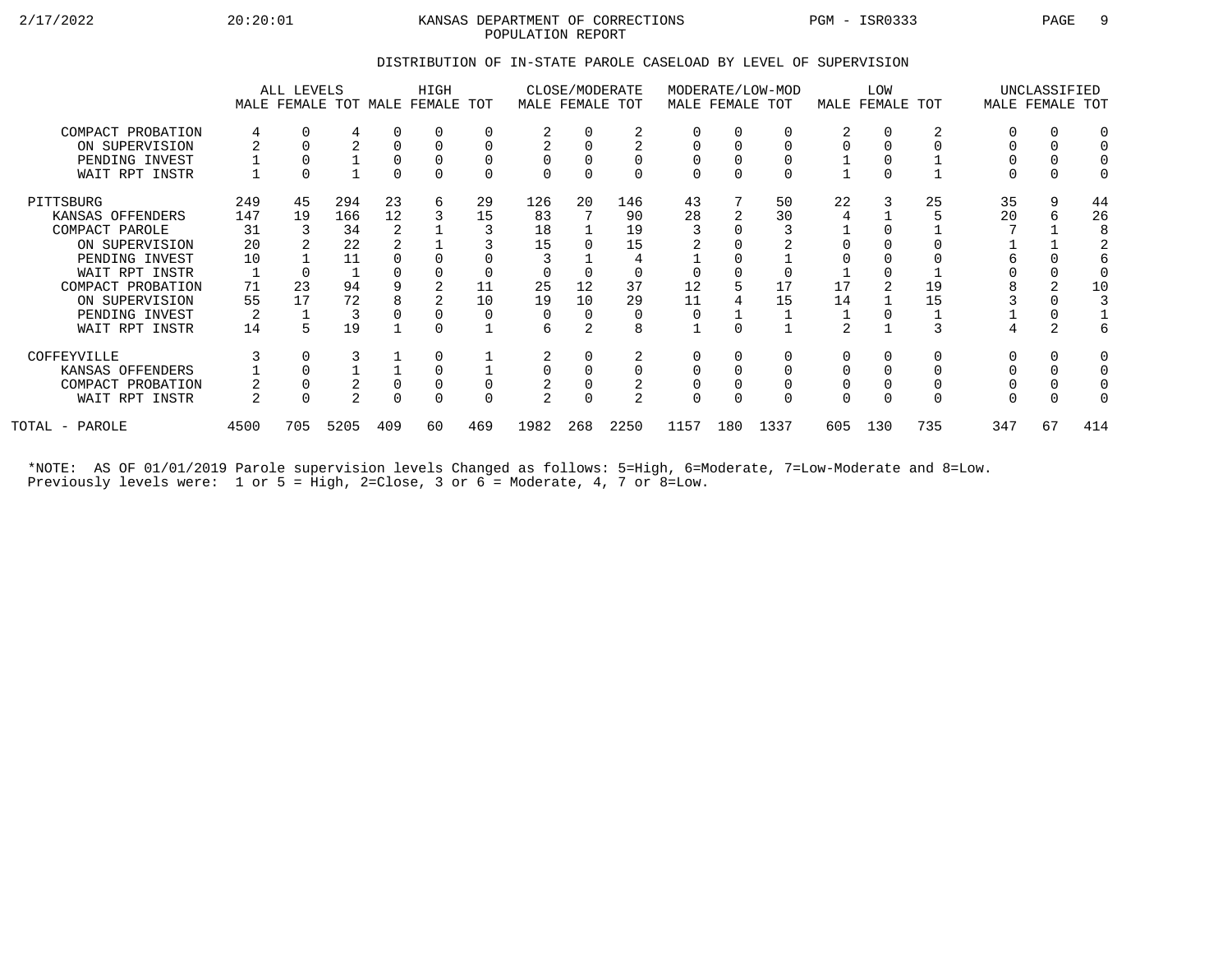KANSAS DEPARTMENT OF CORRECTIONS
POPULATION REPORT

## DISTRIBUTION OF IN-STATE PAROLE CASELOAD BY LEVEL OF SUPERVISION

| | ALL LEVELS | | | HIGH | | | CLOSE/MODERATE | | | MODERATE/LOW-MOD | | | LOW | | | UNCLASSIFIED | | |
|---|---|---|---|---|---|---|---|---|---|---|---|---|---|---|---|---|---|---|
| | MALE | FEMALE | TOT | MALE | FEMALE | TOT | MALE | FEMALE | TOT | MALE | FEMALE | TOT | MALE | FEMALE | TOT | MALE | FEMALE | TOT |
| COMPACT PROBATION | 4 | 0 | 4 | 0 | 0 | 0 | 2 | 0 | 2 | 0 | 0 | 0 | 2 | 0 | 2 | 0 | 0 | 0 |
| ON SUPERVISION | 2 | 0 | 2 | 0 | 0 | 0 | 2 | 0 | 2 | 0 | 0 | 0 | 0 | 0 | 0 | 0 | 0 | 0 |
| PENDING INVEST | 1 | 0 | 1 | 0 | 0 | 0 | 0 | 0 | 0 | 0 | 0 | 0 | 1 | 0 | 1 | 0 | 0 | 0 |
| WAIT RPT INSTR | 1 | 0 | 1 | 0 | 0 | 0 | 0 | 0 | 0 | 0 | 0 | 0 | 1 | 0 | 1 | 0 | 0 | 0 |
| PITTSBURG | 249 | 45 | 294 | 23 | 6 | 29 | 126 | 20 | 146 | 43 | 7 | 50 | 22 | 3 | 25 | 35 | 9 | 44 |
| KANSAS OFFENDERS | 147 | 19 | 166 | 12 | 3 | 15 | 83 | 7 | 90 | 28 | 2 | 30 | 4 | 1 | 5 | 20 | 6 | 26 |
| COMPACT PAROLE | 31 | 3 | 34 | 2 | 1 | 3 | 18 | 1 | 19 | 3 | 0 | 3 | 1 | 0 | 1 | 7 | 1 | 8 |
| ON SUPERVISION | 20 | 2 | 22 | 2 | 1 | 3 | 15 | 0 | 15 | 2 | 0 | 2 | 0 | 0 | 0 | 1 | 1 | 2 |
| PENDING INVEST | 10 | 1 | 11 | 0 | 0 | 0 | 3 | 1 | 4 | 1 | 0 | 1 | 0 | 0 | 0 | 6 | 0 | 6 |
| WAIT RPT INSTR | 1 | 0 | 1 | 0 | 0 | 0 | 0 | 0 | 0 | 0 | 0 | 0 | 1 | 0 | 1 | 0 | 0 | 0 |
| COMPACT PROBATION | 71 | 23 | 94 | 9 | 2 | 11 | 25 | 12 | 37 | 12 | 5 | 17 | 17 | 2 | 19 | 8 | 2 | 10 |
| ON SUPERVISION | 55 | 17 | 72 | 8 | 2 | 10 | 19 | 10 | 29 | 11 | 4 | 15 | 14 | 1 | 15 | 3 | 0 | 3 |
| PENDING INVEST | 2 | 1 | 3 | 0 | 0 | 0 | 0 | 0 | 0 | 0 | 1 | 1 | 1 | 0 | 1 | 1 | 0 | 1 |
| WAIT RPT INSTR | 14 | 5 | 19 | 1 | 0 | 1 | 6 | 2 | 8 | 1 | 0 | 1 | 2 | 1 | 3 | 4 | 2 | 6 |
| COFFEYVILLE | 3 | 0 | 3 | 1 | 0 | 1 | 2 | 0 | 2 | 0 | 0 | 0 | 0 | 0 | 0 | 0 | 0 | 0 |
| KANSAS OFFENDERS | 1 | 0 | 1 | 1 | 0 | 1 | 0 | 0 | 0 | 0 | 0 | 0 | 0 | 0 | 0 | 0 | 0 | 0 |
| COMPACT PROBATION | 2 | 0 | 2 | 0 | 0 | 0 | 2 | 0 | 2 | 0 | 0 | 0 | 0 | 0 | 0 | 0 | 0 | 0 |
| WAIT RPT INSTR | 2 | 0 | 2 | 0 | 0 | 0 | 2 | 0 | 2 | 0 | 0 | 0 | 0 | 0 | 0 | 0 | 0 | 0 |
| TOTAL - PAROLE | 4500 | 705 | 5205 | 409 | 60 | 469 | 1982 | 268 | 2250 | 1157 | 180 | 1337 | 605 | 130 | 735 | 347 | 67 | 414 |

*NOTE: AS OF 01/01/2019 Parole supervision levels Changed as follows: 5=High, 6=Moderate, 7=Low-Moderate and 8=Low.
Previously levels were: 1 or 5 = High, 2=Close, 3 or 6 = Moderate, 4, 7 or 8=Low.